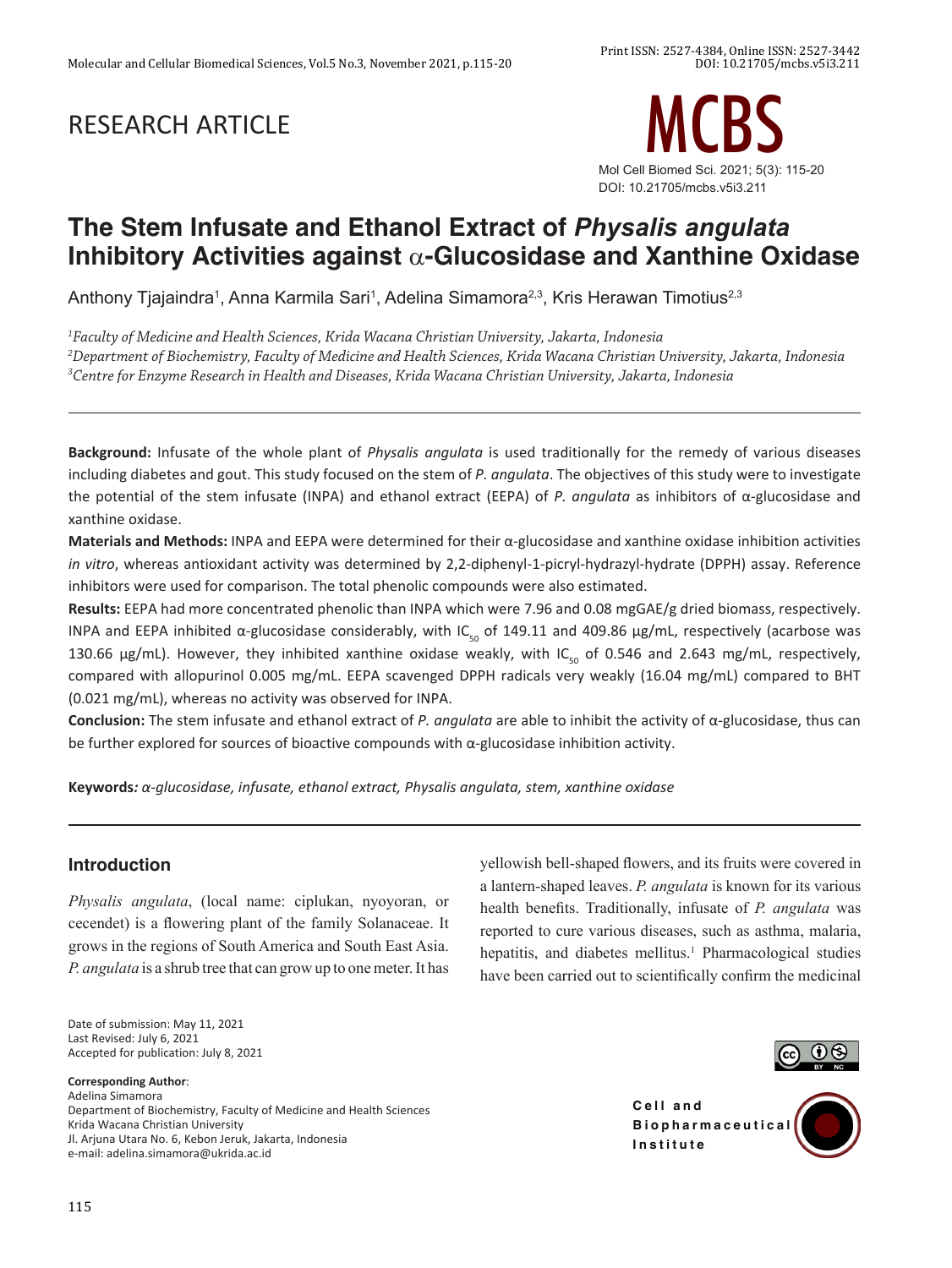RESEARCH ARTICLE

# The Stem Infusate and Ethanol Extract of *Physalis angulata* Inhibitory Activities against α-Glucosidase and Xanthine Oxidase

Anthony Tjajaindra[1], Anna Karmila Sari[1], Adelina Simamora[2,3], Kris Herawan Timotius[2,3]

[1]*Faculty of Medicine and Health Sciences, Krida Wacana Christian University, Jakarta, Indonesia*
[2]*Department of Biochemistry, Faculty of Medicine and Health Sciences, Krida Wacana Christian University, Jakarta, Indonesia*
[3]*Centre for Enzyme Research in Health and Diseases, Krida Wacana Christian University, Jakarta, Indonesia*

---

**Background:** Infusate of the whole plant of *Physalis angulata* is used traditionally for the remedy of various diseases including diabetes and gout. This study focused on the stem of *P. angulata*. The objectives of this study were to investigate the potential of the stem infusate (INPA) and ethanol extract (EEPA) of *P. angulata* as inhibitors of α-glucosidase and xanthine oxidase.

**Materials and Methods:** INPA and EEPA were determined for their α-glucosidase and xanthine oxidase inhibition activities *in vitro*, whereas antioxidant activity was determined by 2,2-diphenyl-1-picryl-hydrazyl-hydrate (DPPH) assay. Reference inhibitors were used for comparison. The total phenolic compounds were also estimated.

**Results:** EEPA had more concentrated phenolic than INPA which were 7.96 and 0.08 mgGAE/g dried biomass, respectively. INPA and EEPA inhibited α-glucosidase considerably, with $IC_{50}$ of 149.11 and 409.86 µg/mL, respectively (acarbose was 130.66 µg/mL). However, they inhibited xanthine oxidase weakly, with $IC_{50}$ of 0.546 and 2.643 mg/mL, respectively, compared with allopurinol 0.005 mg/mL. EEPA scavenged DPPH radicals very weakly (16.04 mg/mL) compared to BHT (0.021 mg/mL), whereas no activity was observed for INPA.

**Conclusion:** The stem infusate and ethanol extract of *P. angulata* are able to inhibit the activity of α-glucosidase, thus can be further explored for sources of bioactive compounds with α-glucosidase inhibition activity.

**Keywords***: α-glucosidase, infusate, ethanol extract, Physalis angulata, stem, xanthine oxidase*

---

## Introduction

*Physalis angulata*, (local name: ciplukan, nyoyoran, or cecendet) is a flowering plant of the family Solanaceae. It grows in the regions of South America and South East Asia. *P. angulata* is a shrub tree that can grow up to one meter. It has yellowish bell-shaped flowers, and its fruits were covered in a lantern-shaped leaves. *P. angulata* is known for its various health benefits. Traditionally, infusate of *P. angulata* was reported to cure various diseases, such as asthma, malaria, hepatitis, and diabetes mellitus.[1] Pharmacological studies have been carried out to scientifically confirm the medicinal

Date of submission: May 11, 2021
Last Revised: July 6, 2021
Accepted for publication: July 8, 2021

**Corresponding Author**:
Adelina Simamora
Department of Biochemistry, Faculty of Medicine and Health Sciences
Krida Wacana Christian University
Jl. Arjuna Utara No. 6, Kebon Jeruk, Jakarta, Indonesia
e-mail: adelina.simamora@ukrida.ac.id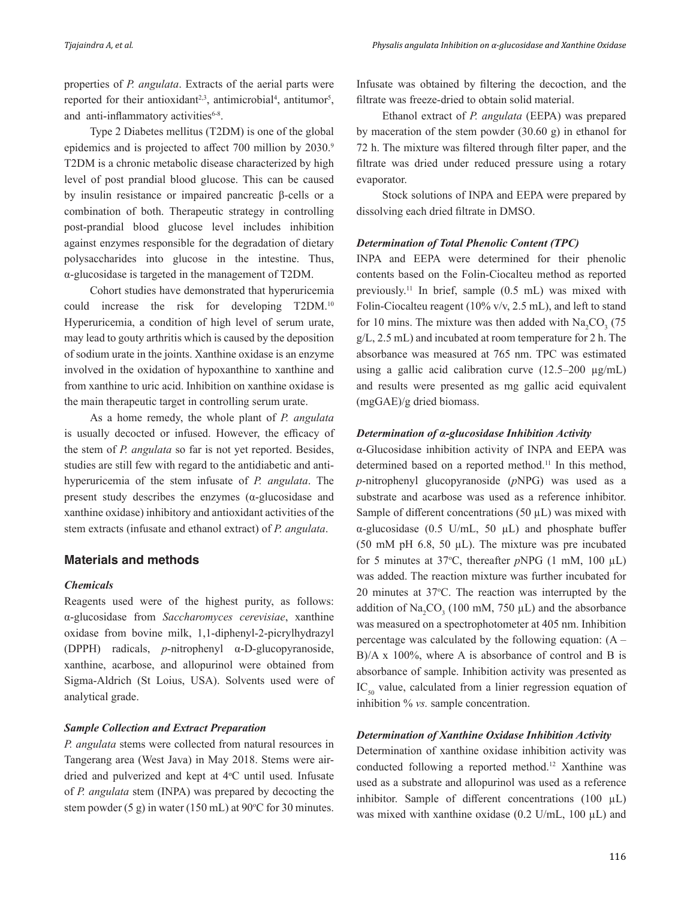properties of *P. angulata*. Extracts of the aerial parts were reported for their antioxidant[2,3], antimicrobial[4], antitumor[5], and anti-inflammatory activities[6-8].

Type 2 Diabetes mellitus (T2DM) is one of the global epidemics and is projected to affect 700 million by 2030.[9] T2DM is a chronic metabolic disease characterized by high level of post prandial blood glucose. This can be caused by insulin resistance or impaired pancreatic β-cells or a combination of both. Therapeutic strategy in controlling post-prandial blood glucose level includes inhibition against enzymes responsible for the degradation of dietary polysaccharides into glucose in the intestine. Thus, α-glucosidase is targeted in the management of T2DM.

Cohort studies have demonstrated that hyperuricemia could increase the risk for developing T2DM.[10] Hyperuricemia, a condition of high level of serum urate, may lead to gouty arthritis which is caused by the deposition of sodium urate in the joints. Xanthine oxidase is an enzyme involved in the oxidation of hypoxanthine to xanthine and from xanthine to uric acid. Inhibition on xanthine oxidase is the main therapeutic target in controlling serum urate.

As a home remedy, the whole plant of *P. angulata* is usually decocted or infused. However, the efficacy of the stem of *P. angulata* so far is not yet reported. Besides, studies are still few with regard to the antidiabetic and anti-hyperuricemia of the stem infusate of *P. angulata*. The present study describes the enzymes (α-glucosidase and xanthine oxidase) inhibitory and antioxidant activities of the stem extracts (infusate and ethanol extract) of *P. angulata*.

## Materials and methods

### *Chemicals*

Reagents used were of the highest purity, as follows: α-glucosidase from *Saccharomyces cerevisiae*, xanthine oxidase from bovine milk, 1,1-diphenyl-2-picrylhydrazyl (DPPH) radicals, *p*-nitrophenyl α-D-glucopyranoside, xanthine, acarbose, and allopurinol were obtained from Sigma-Aldrich (St Loius, USA). Solvents used were of analytical grade.

### *Sample Collection and Extract Preparation*

*P. angulata* stems were collected from natural resources in Tangerang area (West Java) in May 2018. Stems were air-dried and pulverized and kept at 4°C until used. Infusate of *P. angulata* stem (INPA) was prepared by decocting the stem powder (5 g) in water (150 mL) at 90°C for 30 minutes. Infusate was obtained by filtering the decoction, and the filtrate was freeze-dried to obtain solid material.

Ethanol extract of *P. angulata* (EEPA) was prepared by maceration of the stem powder (30.60 g) in ethanol for 72 h. The mixture was filtered through filter paper, and the filtrate was dried under reduced pressure using a rotary evaporator.

Stock solutions of INPA and EEPA were prepared by dissolving each dried filtrate in DMSO.

### *Determination of Total Phenolic Content (TPC)*

INPA and EEPA were determined for their phenolic contents based on the Folin-Ciocalteu method as reported previously.[11] In brief, sample (0.5 mL) was mixed with Folin-Ciocalteu reagent (10% v/v, 2.5 mL), and left to stand for 10 mins. The mixture was then added with $Na_2CO_3$ (75 g/L, 2.5 mL) and incubated at room temperature for 2 h. The absorbance was measured at 765 nm. TPC was estimated using a gallic acid calibration curve (12.5–200 μg/mL) and results were presented as mg gallic acid equivalent (mgGAE)/g dried biomass.

### *Determination of α-glucosidase Inhibition Activity*

α-Glucosidase inhibition activity of INPA and EEPA was determined based on a reported method.[11] In this method, *p*-nitrophenyl glucopyranoside (*p*NPG) was used as a substrate and acarbose was used as a reference inhibitor. Sample of different concentrations (50 μL) was mixed with α-glucosidase (0.5 U/mL, 50 μL) and phosphate buffer (50 mM pH 6.8, 50 μL). The mixture was pre incubated for 5 minutes at 37°C, thereafter *p*NPG (1 mM, 100 μL) was added. The reaction mixture was further incubated for 20 minutes at 37°C. The reaction was interrupted by the addition of $Na_2CO_3$ (100 mM, 750 μL) and the absorbance was measured on a spectrophotometer at 405 nm. Inhibition percentage was calculated by the following equation: $(A – B)/A \times 100\%$, where A is absorbance of control and B is absorbance of sample. Inhibition activity was presented as $IC_{50}$ value, calculated from a linier regression equation of inhibition % *vs.* sample concentration.

### *Determination of Xanthine Oxidase Inhibition Activity*

Determination of xanthine oxidase inhibition activity was conducted following a reported method.[12] Xanthine was used as a substrate and allopurinol was used as a reference inhibitor. Sample of different concentrations (100 μL) was mixed with xanthine oxidase (0.2 U/mL, 100 μL) and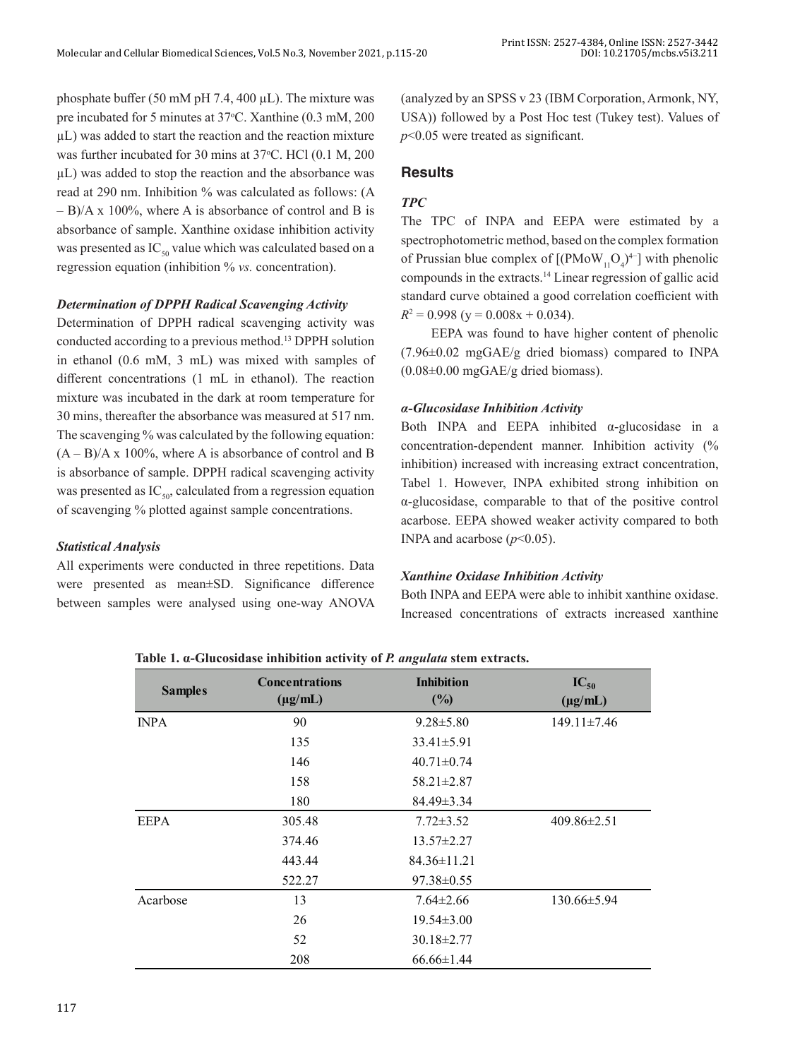phosphate buffer (50 mM pH 7.4, 400 µL). The mixture was pre incubated for 5 minutes at 37$^o$C. Xanthine (0.3 mM, 200 µL) was added to start the reaction and the reaction mixture was further incubated for 30 mins at 37$^o$C. HCl (0.1 M, 200 µL) was added to stop the reaction and the absorbance was read at 290 nm. Inhibition % was calculated as follows: (A – B)/A x 100%, where A is absorbance of control and B is absorbance of sample. Xanthine oxidase inhibition activity was presented as $IC_{50}$ value which was calculated based on a regression equation (inhibition % *vs.* concentration).

***Determination of DPPH Radical Scavenging Activity***

Determination of DPPH radical scavenging activity was conducted according to a previous method.[13] DPPH solution in ethanol (0.6 mM, 3 mL) was mixed with samples of different concentrations (1 mL in ethanol). The reaction mixture was incubated in the dark at room temperature for 30 mins, thereafter the absorbance was measured at 517 nm. The scavenging % was calculated by the following equation: (A – B)/A x 100%, where A is absorbance of control and B is absorbance of sample. DPPH radical scavenging activity was presented as $IC_{50}$, calculated from a regression equation of scavenging % plotted against sample concentrations.

***Statistical Analysis***

All experiments were conducted in three repetitions. Data were presented as mean±SD. Significance difference between samples were analysed using one-way ANOVA (analyzed by an SPSS v 23 (IBM Corporation, Armonk, NY, USA)) followed by a Post Hoc test (Tukey test). Values of $p<0.05$ were treated as significant.

## Results

***TPC***

The TPC of INPA and EEPA were estimated by a spectrophotometric method, based on the complex formation of Prussian blue complex of $[(PMoW_{11}O_4)^{4-}]$ with phenolic compounds in the extracts.[14] Linear regression of gallic acid standard curve obtained a good correlation coefficient with $R^2 = 0.998$ ($y = 0.008x + 0.034$).

EEPA was found to have higher content of phenolic (7.96±0.02 mgGAE/g dried biomass) compared to INPA (0.08±0.00 mgGAE/g dried biomass).

***α-Glucosidase Inhibition Activity***

Both INPA and EEPA inhibited α-glucosidase in a concentration-dependent manner. Inhibition activity (% inhibition) increased with increasing extract concentration, Tabel 1. However, INPA exhibited strong inhibition on α-glucosidase, comparable to that of the positive control acarbose. EEPA showed weaker activity compared to both INPA and acarbose ($p<0.05$).

***Xanthine Oxidase Inhibition Activity***

Both INPA and EEPA were able to inhibit xanthine oxidase. Increased concentrations of extracts increased xanthine

**Table 1. α-Glucosidase inhibition activity of *P. angulata* stem extracts.**

| Samples | Concentrations (µg/mL) | Inhibition (%) | $IC_{50}$ (µg/mL) |
|---|---|---|---|
| INPA | 90 | 9.28±5.80 | 149.11±7.46 |
| | 135 | 33.41±5.91 | |
| | 146 | 40.71±0.74 | |
| | 158 | 58.21±2.87 | |
| | 180 | 84.49±3.34 | |
| EEPA | 305.48 | 7.72±3.52 | 409.86±2.51 |
| | 374.46 | 13.57±2.27 | |
| | 443.44 | 84.36±11.21 | |
| | 522.27 | 97.38±0.55 | |
| Acarbose | 13 | 7.64±2.66 | 130.66±5.94 |
| | 26 | 19.54±3.00 | |
| | 52 | 30.18±2.77 | |
| | 208 | 66.66±1.44 | |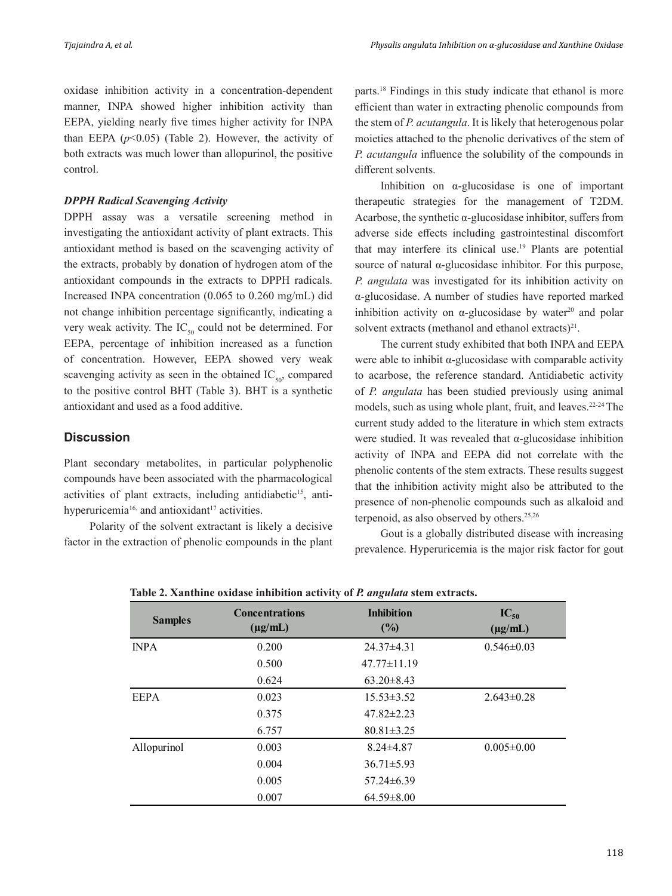oxidase inhibition activity in a concentration-dependent manner, INPA showed higher inhibition activity than EEPA, yielding nearly five times higher activity for INPA than EEPA ($p$<0.05) (Table 2). However, the activity of both extracts was much lower than allopurinol, the positive control.

### *DPPH Radical Scavenging Activity*

DPPH assay was a versatile screening method in investigating the antioxidant activity of plant extracts. This antioxidant method is based on the scavenging activity of the extracts, probably by donation of hydrogen atom of the antioxidant compounds in the extracts to DPPH radicals. Increased INPA concentration (0.065 to 0.260 mg/mL) did not change inhibition percentage significantly, indicating a very weak activity. The $IC_{50}$ could not be determined. For EEPA, percentage of inhibition increased as a function of concentration. However, EEPA showed very weak scavenging activity as seen in the obtained $IC_{50}$, compared to the positive control BHT (Table 3). BHT is a synthetic antioxidant and used as a food additive.

## Discussion

Plant secondary metabolites, in particular polyphenolic compounds have been associated with the pharmacological activities of plant extracts, including antidiabetic[15], anti-hyperuricemia[16,] and antioxidant[17] activities.

Polarity of the solvent extractant is likely a decisive factor in the extraction of phenolic compounds in the plant parts.[18] Findings in this study indicate that ethanol is more efficient than water in extracting phenolic compounds from the stem of *P. acutangula*. It is likely that heterogenous polar moieties attached to the phenolic derivatives of the stem of *P. acutangula* influence the solubility of the compounds in different solvents.

Inhibition on α-glucosidase is one of important therapeutic strategies for the management of T2DM. Acarbose, the synthetic α-glucosidase inhibitor, suffers from adverse side effects including gastrointestinal discomfort that may interfere its clinical use.[19] Plants are potential source of natural α-glucosidase inhibitor. For this purpose, *P. angulata* was investigated for its inhibition activity on α-glucosidase. A number of studies have reported marked inhibition activity on α-glucosidase by water[20] and polar solvent extracts (methanol and ethanol extracts)[21].

The current study exhibited that both INPA and EEPA were able to inhibit α-glucosidase with comparable activity to acarbose, the reference standard. Antidiabetic activity of *P. angulata* has been studied previously using animal models, such as using whole plant, fruit, and leaves.[22-24] The current study added to the literature in which stem extracts were studied. It was revealed that α-glucosidase inhibition activity of INPA and EEPA did not correlate with the phenolic contents of the stem extracts. These results suggest that the inhibition activity might also be attributed to the presence of non-phenolic compounds such as alkaloid and terpenoid, as also observed by others.[25,26]

Gout is a globally distributed disease with increasing prevalence. Hyperuricemia is the major risk factor for gout

**Table 2. Xanthine oxidase inhibition activity of *P. angulata* stem extracts.**

| Samples | Concentrations (μg/mL) | Inhibition (%) | $IC_{50}$ (μg/mL) |
|---|---|---|---|
| INPA | 0.200 | 24.37±4.31 | 0.546±0.03 |
| | 0.500 | 47.77±11.19 | |
| | 0.624 | 63.20±8.43 | |
| EEPA | 0.023 | 15.53±3.52 | 2.643±0.28 |
| | 0.375 | 47.82±2.23 | |
| | 6.757 | 80.81±3.25 | |
| Allopurinol | 0.003 | 8.24±4.87 | 0.005±0.00 |
| | 0.004 | 36.71±5.93 | |
| | 0.005 | 57.24±6.39 | |
| | 0.007 | 64.59±8.00 | |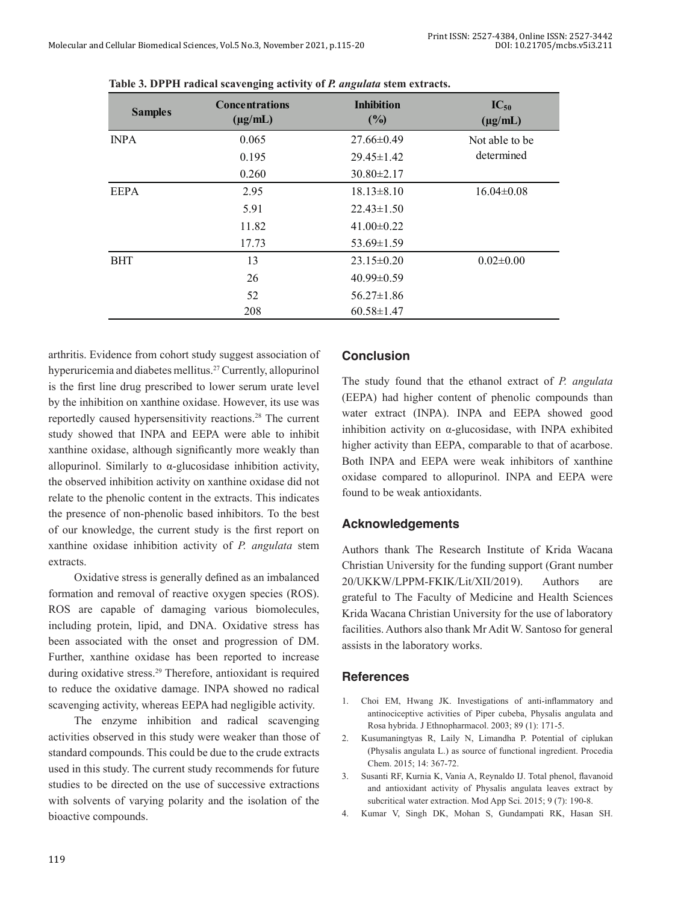**Table 3. DPPH radical scavenging activity of *P. angulata* stem extracts.**

| Samples | Concentrations (μg/mL) | Inhibition (%) | $IC_{50}$ (μg/mL) |
|---|---|---|---|
| INPA | 0.065 | 27.66±0.49 | Not able to be determined |
| | 0.195 | 29.45±1.42 | |
| | 0.260 | 30.80±2.17 | |
| EEPA | 2.95 | 18.13±8.10 | 16.04±0.08 |
| | 5.91 | 22.43±1.50 | |
| | 11.82 | 41.00±0.22 | |
| | 17.73 | 53.69±1.59 | |
| BHT | 13 | 23.15±0.20 | 0.02±0.00 |
| | 26 | 40.99±0.59 | |
| | 52 | 56.27±1.86 | |
| | 208 | 60.58±1.47 | |

arthritis. Evidence from cohort study suggest association of hyperuricemia and diabetes mellitus.[27] Currently, allopurinol is the first line drug prescribed to lower serum urate level by the inhibition on xanthine oxidase. However, its use was reportedly caused hypersensitivity reactions.[28] The current study showed that INPA and EEPA were able to inhibit xanthine oxidase, although significantly more weakly than allopurinol. Similarly to α-glucosidase inhibition activity, the observed inhibition activity on xanthine oxidase did not relate to the phenolic content in the extracts. This indicates the presence of non-phenolic based inhibitors. To the best of our knowledge, the current study is the first report on xanthine oxidase inhibition activity of *P. angulata* stem extracts.

Oxidative stress is generally defined as an imbalanced formation and removal of reactive oxygen species (ROS). ROS are capable of damaging various biomolecules, including protein, lipid, and DNA. Oxidative stress has been associated with the onset and progression of DM. Further, xanthine oxidase has been reported to increase during oxidative stress.[29] Therefore, antioxidant is required to reduce the oxidative damage. INPA showed no radical scavenging activity, whereas EEPA had negligible activity.

The enzyme inhibition and radical scavenging activities observed in this study were weaker than those of standard compounds. This could be due to the crude extracts used in this study. The current study recommends for future studies to be directed on the use of successive extractions with solvents of varying polarity and the isolation of the bioactive compounds.

## Conclusion

The study found that the ethanol extract of *P. angulata* (EEPA) had higher content of phenolic compounds than water extract (INPA). INPA and EEPA showed good inhibition activity on α-glucosidase, with INPA exhibited higher activity than EEPA, comparable to that of acarbose. Both INPA and EEPA were weak inhibitors of xanthine oxidase compared to allopurinol. INPA and EEPA were found to be weak antioxidants.

## Acknowledgements

Authors thank The Research Institute of Krida Wacana Christian University for the funding support (Grant number 20/UKKW/LPPM-FKIK/Lit/XII/2019). Authors are grateful to The Faculty of Medicine and Health Sciences Krida Wacana Christian University for the use of laboratory facilities. Authors also thank Mr Adit W. Santoso for general assists in the laboratory works.

## References

1. Choi EM, Hwang JK. Investigations of anti-inflammatory and antinociceptive activities of Piper cubeba, Physalis angulata and Rosa hybrida. J Ethnopharmacol. 2003; 89 (1): 171-5.
2. Kusumaningtyas R, Laily N, Limandha P. Potential of ciplukan (Physalis angulata L.) as source of functional ingredient. Procedia Chem. 2015; 14: 367-72.
3. Susanti RF, Kurnia K, Vania A, Reynaldo IJ. Total phenol, flavanoid and antioxidant activity of Physalis angulata leaves extract by subcritical water extraction. Mod App Sci. 2015; 9 (7): 190-8.
4. Kumar V, Singh DK, Mohan S, Gundampati RK, Hasan SH.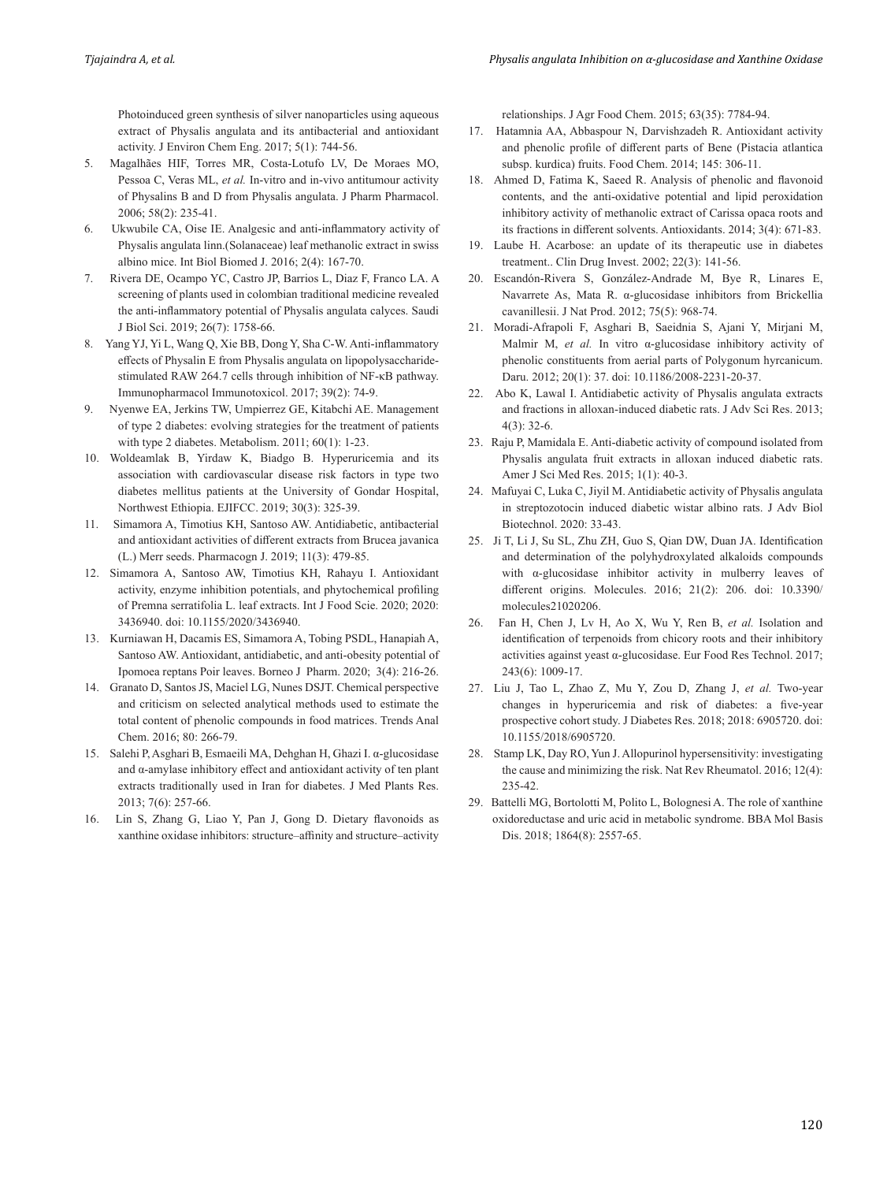Photoinduced green synthesis of silver nanoparticles using aqueous extract of Physalis angulata and its antibacterial and antioxidant activity. J Environ Chem Eng. 2017; 5(1): 744-56.

5. Magalhães HIF, Torres MR, Costa-Lotufo LV, De Moraes MO, Pessoa C, Veras ML, *et al.* In-vitro and in-vivo antitumour activity of Physalins B and D from Physalis angulata. J Pharm Pharmacol. 2006; 58(2): 235-41.
6. Ukwubile CA, Oise IE. Analgesic and anti-inflammatory activity of Physalis angulata linn.(Solanaceae) leaf methanolic extract in swiss albino mice. Int Biol Biomed J. 2016; 2(4): 167-70.
7. Rivera DE, Ocampo YC, Castro JP, Barrios L, Diaz F, Franco LA. A screening of plants used in colombian traditional medicine revealed the anti-inflammatory potential of Physalis angulata calyces. Saudi J Biol Sci. 2019; 26(7): 1758-66.
8. Yang YJ, Yi L, Wang Q, Xie BB, Dong Y, Sha C-W. Anti-inflammatory effects of Physalin E from Physalis angulata on lipopolysaccharide-stimulated RAW 264.7 cells through inhibition of NF-κB pathway. Immunopharmacol Immunotoxicol. 2017; 39(2): 74-9.
9. Nyenwe EA, Jerkins TW, Umpierrez GE, Kitabchi AE. Management of type 2 diabetes: evolving strategies for the treatment of patients with type 2 diabetes. Metabolism. 2011; 60(1): 1-23.
10. Woldeamlak B, Yirdaw K, Biadgo B. Hyperuricemia and its association with cardiovascular disease risk factors in type two diabetes mellitus patients at the University of Gondar Hospital, Northwest Ethiopia. EJIFCC. 2019; 30(3): 325-39.
11. Simamora A, Timotius KH, Santoso AW. Antidiabetic, antibacterial and antioxidant activities of different extracts from Brucea javanica (L.) Merr seeds. Pharmacogn J. 2019; 11(3): 479-85.
12. Simamora A, Santoso AW, Timotius KH, Rahayu I. Antioxidant activity, enzyme inhibition potentials, and phytochemical profiling of Premna serratifolia L. leaf extracts. Int J Food Scie. 2020; 2020: 3436940. doi: 10.1155/2020/3436940.
13. Kurniawan H, Dacamis ES, Simamora A, Tobing PSDL, Hanapiah A, Santoso AW. Antioxidant, antidiabetic, and anti-obesity potential of Ipomoea reptans Poir leaves. Borneo J Pharm. 2020; 3(4): 216-26.
14. Granato D, Santos JS, Maciel LG, Nunes DSJT. Chemical perspective and criticism on selected analytical methods used to estimate the total content of phenolic compounds in food matrices. Trends Anal Chem. 2016; 80: 266-79.
15. Salehi P, Asghari B, Esmaeili MA, Dehghan H, Ghazi I. α-glucosidase and α-amylase inhibitory effect and antioxidant activity of ten plant extracts traditionally used in Iran for diabetes. J Med Plants Res. 2013; 7(6): 257-66.
16. Lin S, Zhang G, Liao Y, Pan J, Gong D. Dietary flavonoids as xanthine oxidase inhibitors: structure–affinity and structure–activity relationships. J Agr Food Chem. 2015; 63(35): 7784-94.
17. Hatamnia AA, Abbaspour N, Darvishzadeh R. Antioxidant activity and phenolic profile of different parts of Bene (Pistacia atlantica subsp. kurdica) fruits. Food Chem. 2014; 145: 306-11.
18. Ahmed D, Fatima K, Saeed R. Analysis of phenolic and flavonoid contents, and the anti-oxidative potential and lipid peroxidation inhibitory activity of methanolic extract of Carissa opaca roots and its fractions in different solvents. Antioxidants. 2014; 3(4): 671-83.
19. Laube H. Acarbose: an update of its therapeutic use in diabetes treatment.. Clin Drug Invest. 2002; 22(3): 141-56.
20. Escandón-Rivera S, González-Andrade M, Bye R, Linares E, Navarrete As, Mata R. α-glucosidase inhibitors from Brickellia cavanillesii. J Nat Prod. 2012; 75(5): 968-74.
21. Moradi-Afrapoli F, Asghari B, Saeidnia S, Ajani Y, Mirjani M, Malmir M, *et al.* In vitro α-glucosidase inhibitory activity of phenolic constituents from aerial parts of Polygonum hyrcanicum. Daru. 2012; 20(1): 37. doi: 10.1186/2008-2231-20-37.
22. Abo K, Lawal I. Antidiabetic activity of Physalis angulata extracts and fractions in alloxan-induced diabetic rats. J Adv Sci Res. 2013; 4(3): 32-6.
23. Raju P, Mamidala E. Anti-diabetic activity of compound isolated from Physalis angulata fruit extracts in alloxan induced diabetic rats. Amer J Sci Med Res. 2015; 1(1): 40-3.
24. Mafuyai C, Luka C, Jiyil M. Antidiabetic activity of Physalis angulata in streptozotocin induced diabetic wistar albino rats. J Adv Biol Biotechnol. 2020: 33-43.
25. Ji T, Li J, Su SL, Zhu ZH, Guo S, Qian DW, Duan JA. Identification and determination of the polyhydroxylated alkaloids compounds with α-glucosidase inhibitor activity in mulberry leaves of different origins. Molecules. 2016; 21(2): 206. doi: 10.3390/molecules21020206.
26. Fan H, Chen J, Lv H, Ao X, Wu Y, Ren B, *et al.* Isolation and identification of terpenoids from chicory roots and their inhibitory activities against yeast α-glucosidase. Eur Food Res Technol. 2017; 243(6): 1009-17.
27. Liu J, Tao L, Zhao Z, Mu Y, Zou D, Zhang J, *et al.* Two-year changes in hyperuricemia and risk of diabetes: a five-year prospective cohort study. J Diabetes Res. 2018; 2018: 6905720. doi: 10.1155/2018/6905720.
28. Stamp LK, Day RO, Yun J. Allopurinol hypersensitivity: investigating the cause and minimizing the risk. Nat Rev Rheumatol. 2016; 12(4): 235-42.
29. Battelli MG, Bortolotti M, Polito L, Bolognesi A. The role of xanthine oxidoreductase and uric acid in metabolic syndrome. BBA Mol Basis Dis. 2018; 1864(8): 2557-65.